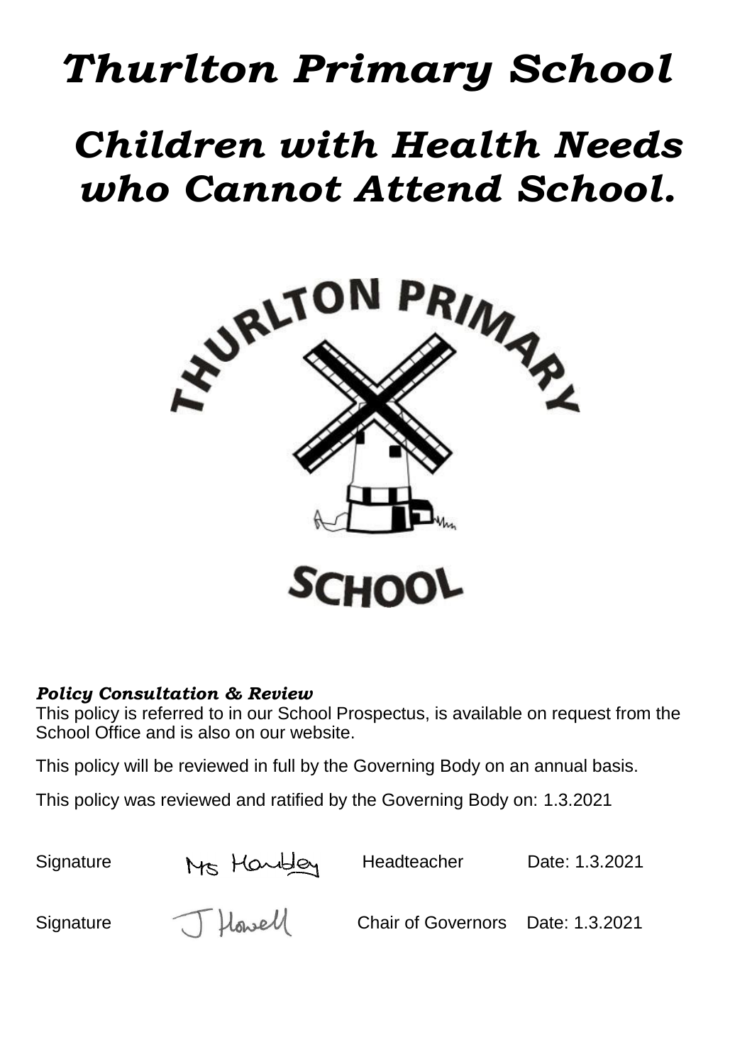# *Thurlton Primary School*

# *Children with Health Needs who Cannot Attend School.*

***Policy Consultation & Review***

This policy is referred to in our School Prospectus, is available on request from the School Office and is also on our website.

This policy will be reviewed in full by the Governing Body on an annual basis.

This policy was reviewed and ratified by the Governing Body on: 1.3.2021

| | | | |
|---|---|---|---|
| Signature | Ms Hambley | Headteacher | Date: 1.3.2021 |
| Signature | J Howell | Chair of Governors | Date: 1.3.2021 |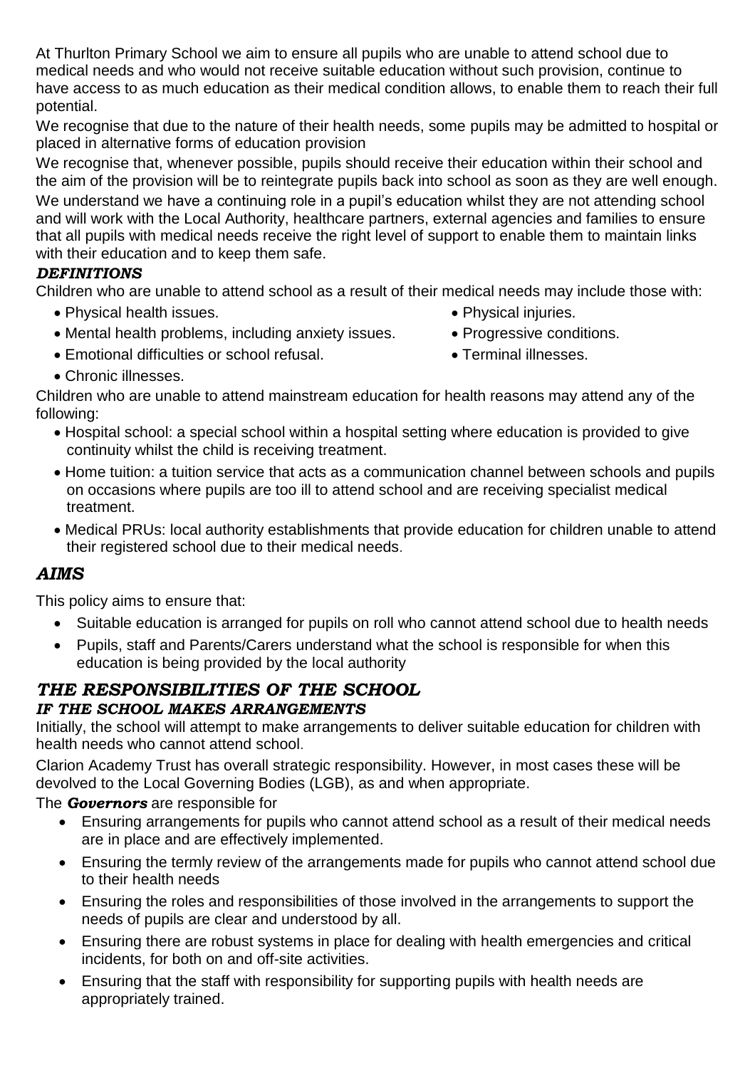At Thurlton Primary School we aim to ensure all pupils who are unable to attend school due to medical needs and who would not receive suitable education without such provision, continue to have access to as much education as their medical condition allows, to enable them to reach their full potential.

We recognise that due to the nature of their health needs, some pupils may be admitted to hospital or placed in alternative forms of education provision

We recognise that, whenever possible, pupils should receive their education within their school and the aim of the provision will be to reintegrate pupils back into school as soon as they are well enough.

We understand we have a continuing role in a pupil's education whilst they are not attending school and will work with the Local Authority, healthcare partners, external agencies and families to ensure that all pupils with medical needs receive the right level of support to enable them to maintain links with their education and to keep them safe.

### *DEFINITIONS*

Children who are unable to attend school as a result of their medical needs may include those with:

- Physical health issues.
- Mental health problems, including anxiety issues.
- Emotional difficulties or school refusal.
- Chronic illnesses.
- Physical injuries.
- Progressive conditions.
- Terminal illnesses.

Children who are unable to attend mainstream education for health reasons may attend any of the following:

- Hospital school: a special school within a hospital setting where education is provided to give continuity whilst the child is receiving treatment.
- Home tuition: a tuition service that acts as a communication channel between schools and pupils on occasions where pupils are too ill to attend school and are receiving specialist medical treatment.
- Medical PRUs: local authority establishments that provide education for children unable to attend their registered school due to their medical needs.

## *AIMS*

This policy aims to ensure that:

- Suitable education is arranged for pupils on roll who cannot attend school due to health needs
- Pupils, staff and Parents/Carers understand what the school is responsible for when this education is being provided by the local authority

## *THE RESPONSIBILITIES OF THE SCHOOL*

### *IF THE SCHOOL MAKES ARRANGEMENTS*

Initially, the school will attempt to make arrangements to deliver suitable education for children with health needs who cannot attend school.

Clarion Academy Trust has overall strategic responsibility. However, in most cases these will be devolved to the Local Governing Bodies (LGB), as and when appropriate.

The ***Governors*** are responsible for

- Ensuring arrangements for pupils who cannot attend school as a result of their medical needs are in place and are effectively implemented.
- Ensuring the termly review of the arrangements made for pupils who cannot attend school due to their health needs
- Ensuring the roles and responsibilities of those involved in the arrangements to support the needs of pupils are clear and understood by all.
- Ensuring there are robust systems in place for dealing with health emergencies and critical incidents, for both on and off-site activities.
- Ensuring that the staff with responsibility for supporting pupils with health needs are appropriately trained.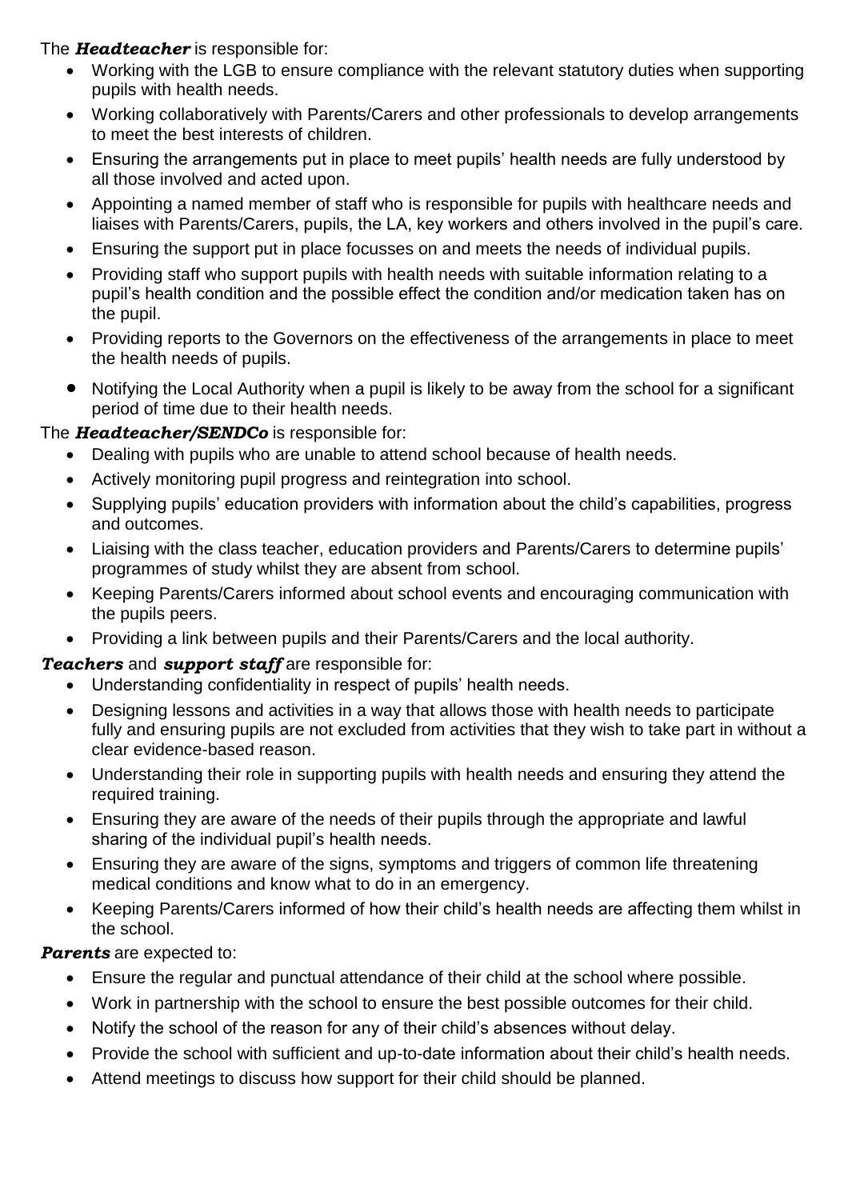The ***Headteacher*** is responsible for:

- Working with the LGB to ensure compliance with the relevant statutory duties when supporting pupils with health needs.
- Working collaboratively with Parents/Carers and other professionals to develop arrangements to meet the best interests of children.
- Ensuring the arrangements put in place to meet pupils' health needs are fully understood by all those involved and acted upon.
- Appointing a named member of staff who is responsible for pupils with healthcare needs and liaises with Parents/Carers, pupils, the LA, key workers and others involved in the pupil's care.
- Ensuring the support put in place focusses on and meets the needs of individual pupils.
- Providing staff who support pupils with health needs with suitable information relating to a pupil's health condition and the possible effect the condition and/or medication taken has on the pupil.
- Providing reports to the Governors on the effectiveness of the arrangements in place to meet the health needs of pupils.
- Notifying the Local Authority when a pupil is likely to be away from the school for a significant period of time due to their health needs.

The ***Headteacher/SENDCo*** is responsible for:

- Dealing with pupils who are unable to attend school because of health needs.
- Actively monitoring pupil progress and reintegration into school.
- Supplying pupils' education providers with information about the child's capabilities, progress and outcomes.
- Liaising with the class teacher, education providers and Parents/Carers to determine pupils' programmes of study whilst they are absent from school.
- Keeping Parents/Carers informed about school events and encouraging communication with the pupils peers.
- Providing a link between pupils and their Parents/Carers and the local authority.

***Teachers*** and ***support staff*** are responsible for:

- Understanding confidentiality in respect of pupils' health needs.
- Designing lessons and activities in a way that allows those with health needs to participate fully and ensuring pupils are not excluded from activities that they wish to take part in without a clear evidence-based reason.
- Understanding their role in supporting pupils with health needs and ensuring they attend the required training.
- Ensuring they are aware of the needs of their pupils through the appropriate and lawful sharing of the individual pupil's health needs.
- Ensuring they are aware of the signs, symptoms and triggers of common life threatening medical conditions and know what to do in an emergency.
- Keeping Parents/Carers informed of how their child's health needs are affecting them whilst in the school.

***Parents*** are expected to:

- Ensure the regular and punctual attendance of their child at the school where possible.
- Work in partnership with the school to ensure the best possible outcomes for their child.
- Notify the school of the reason for any of their child's absences without delay.
- Provide the school with sufficient and up-to-date information about their child's health needs.
- Attend meetings to discuss how support for their child should be planned.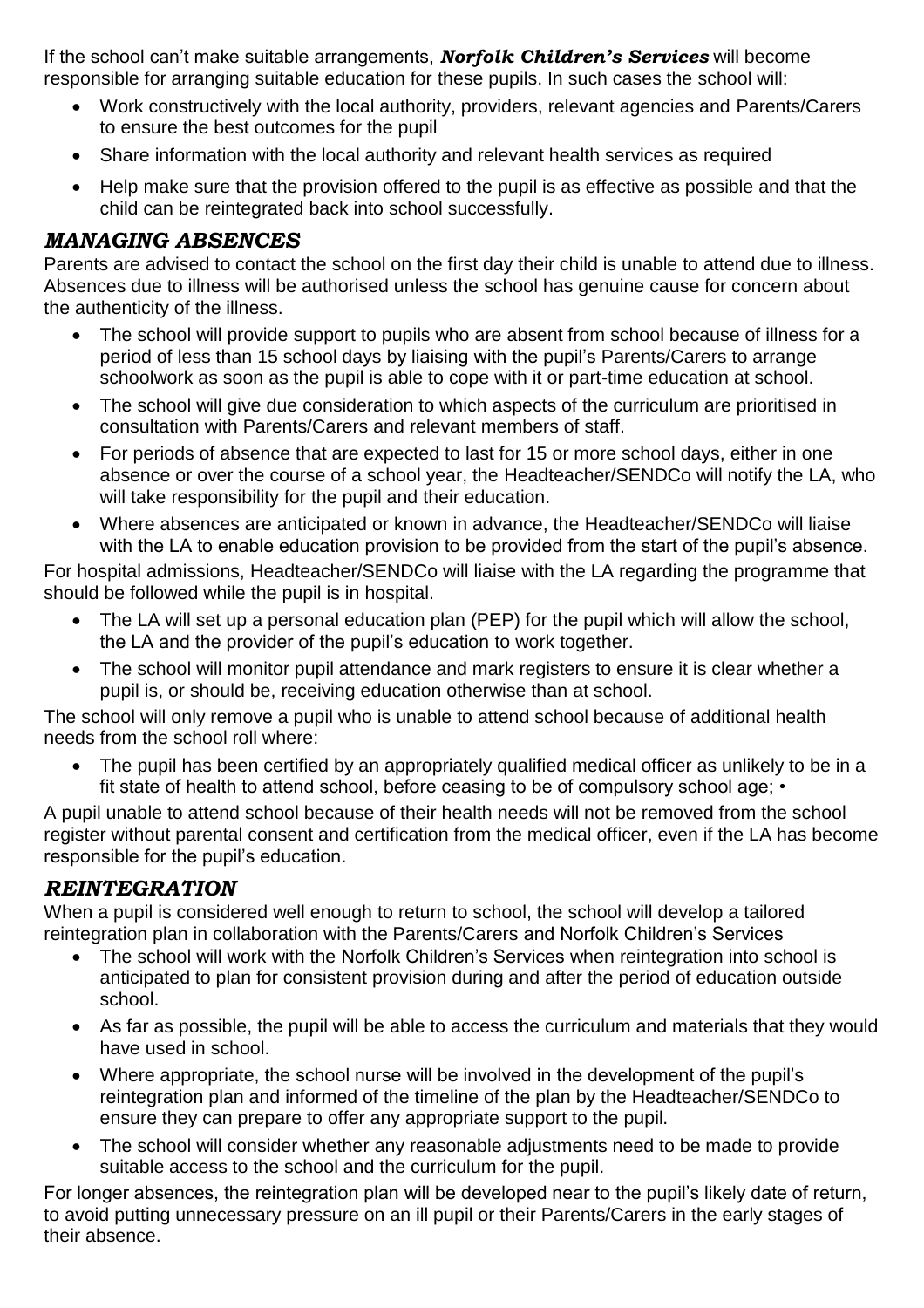If the school can't make suitable arrangements, ***Norfolk Children's Services*** will become responsible for arranging suitable education for these pupils. In such cases the school will:

- Work constructively with the local authority, providers, relevant agencies and Parents/Carers to ensure the best outcomes for the pupil
- Share information with the local authority and relevant health services as required
- Help make sure that the provision offered to the pupil is as effective as possible and that the child can be reintegrated back into school successfully.

## *MANAGING ABSENCES*

Parents are advised to contact the school on the first day their child is unable to attend due to illness. Absences due to illness will be authorised unless the school has genuine cause for concern about the authenticity of the illness.

- The school will provide support to pupils who are absent from school because of illness for a period of less than 15 school days by liaising with the pupil's Parents/Carers to arrange schoolwork as soon as the pupil is able to cope with it or part-time education at school.
- The school will give due consideration to which aspects of the curriculum are prioritised in consultation with Parents/Carers and relevant members of staff.
- For periods of absence that are expected to last for 15 or more school days, either in one absence or over the course of a school year, the Headteacher/SENDCo will notify the LA, who will take responsibility for the pupil and their education.
- Where absences are anticipated or known in advance, the Headteacher/SENDCo will liaise with the LA to enable education provision to be provided from the start of the pupil's absence.

For hospital admissions, Headteacher/SENDCo will liaise with the LA regarding the programme that should be followed while the pupil is in hospital.

- The LA will set up a personal education plan (PEP) for the pupil which will allow the school, the LA and the provider of the pupil's education to work together.
- The school will monitor pupil attendance and mark registers to ensure it is clear whether a pupil is, or should be, receiving education otherwise than at school.

The school will only remove a pupil who is unable to attend school because of additional health needs from the school roll where:

- The pupil has been certified by an appropriately qualified medical officer as unlikely to be in a fit state of health to attend school, before ceasing to be of compulsory school age; •

A pupil unable to attend school because of their health needs will not be removed from the school register without parental consent and certification from the medical officer, even if the LA has become responsible for the pupil's education.

## *REINTEGRATION*

When a pupil is considered well enough to return to school, the school will develop a tailored reintegration plan in collaboration with the Parents/Carers and Norfolk Children's Services

- The school will work with the Norfolk Children's Services when reintegration into school is anticipated to plan for consistent provision during and after the period of education outside school.
- As far as possible, the pupil will be able to access the curriculum and materials that they would have used in school.
- Where appropriate, the school nurse will be involved in the development of the pupil's reintegration plan and informed of the timeline of the plan by the Headteacher/SENDCo to ensure they can prepare to offer any appropriate support to the pupil.
- The school will consider whether any reasonable adjustments need to be made to provide suitable access to the school and the curriculum for the pupil.

For longer absences, the reintegration plan will be developed near to the pupil's likely date of return, to avoid putting unnecessary pressure on an ill pupil or their Parents/Carers in the early stages of their absence.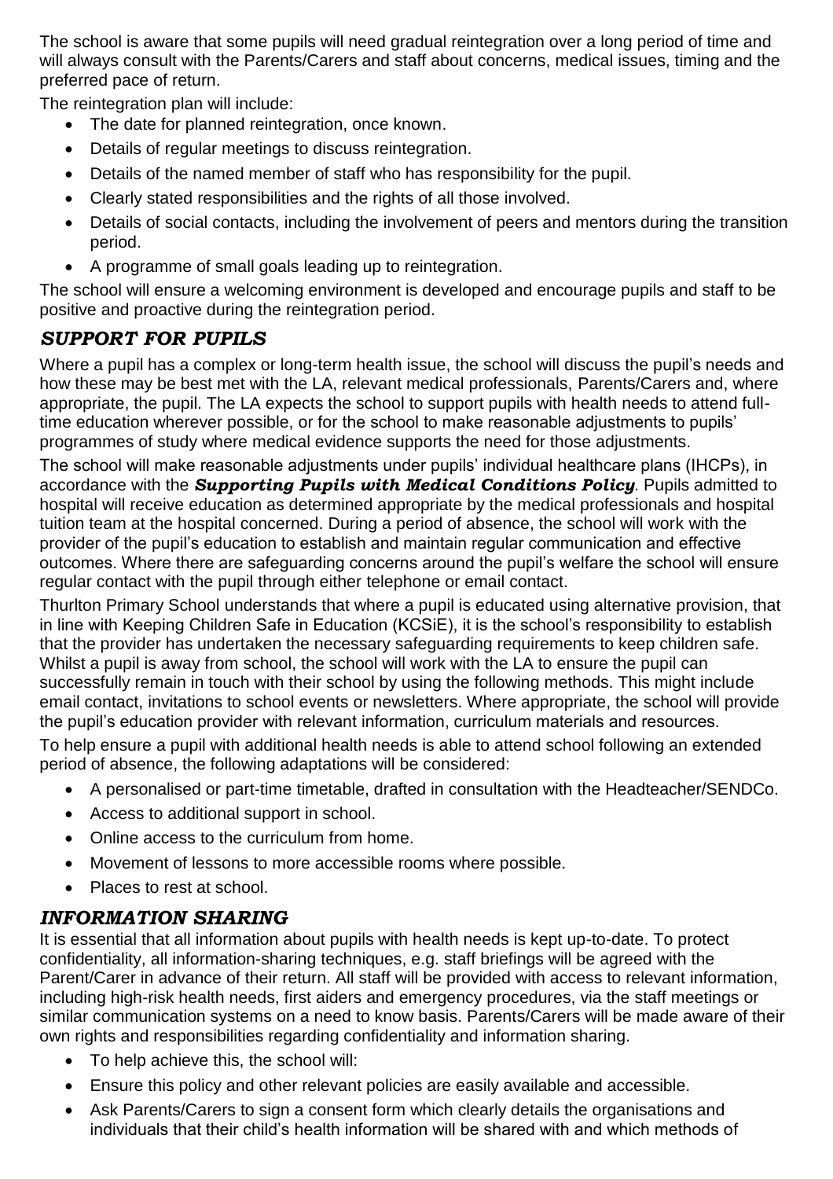The school is aware that some pupils will need gradual reintegration over a long period of time and will always consult with the Parents/Carers and staff about concerns, medical issues, timing and the preferred pace of return.

The reintegration plan will include:

- The date for planned reintegration, once known.
- Details of regular meetings to discuss reintegration.
- Details of the named member of staff who has responsibility for the pupil.
- Clearly stated responsibilities and the rights of all those involved.
- Details of social contacts, including the involvement of peers and mentors during the transition period.
- A programme of small goals leading up to reintegration.

The school will ensure a welcoming environment is developed and encourage pupils and staff to be positive and proactive during the reintegration period.

## *SUPPORT FOR PUPILS*

Where a pupil has a complex or long-term health issue, the school will discuss the pupil's needs and how these may be best met with the LA, relevant medical professionals, Parents/Carers and, where appropriate, the pupil. The LA expects the school to support pupils with health needs to attend full-time education wherever possible, or for the school to make reasonable adjustments to pupils' programmes of study where medical evidence supports the need for those adjustments.

The school will make reasonable adjustments under pupils' individual healthcare plans (IHCPs), in accordance with the ***Supporting Pupils with Medical Conditions Policy***. Pupils admitted to hospital will receive education as determined appropriate by the medical professionals and hospital tuition team at the hospital concerned. During a period of absence, the school will work with the provider of the pupil's education to establish and maintain regular communication and effective outcomes. Where there are safeguarding concerns around the pupil's welfare the school will ensure regular contact with the pupil through either telephone or email contact.

Thurlton Primary School understands that where a pupil is educated using alternative provision, that in line with Keeping Children Safe in Education (KCSiE), it is the school's responsibility to establish that the provider has undertaken the necessary safeguarding requirements to keep children safe. Whilst a pupil is away from school, the school will work with the LA to ensure the pupil can successfully remain in touch with their school by using the following methods. This might include email contact, invitations to school events or newsletters. Where appropriate, the school will provide the pupil's education provider with relevant information, curriculum materials and resources.

To help ensure a pupil with additional health needs is able to attend school following an extended period of absence, the following adaptations will be considered:

- A personalised or part-time timetable, drafted in consultation with the Headteacher/SENDCo.
- Access to additional support in school.
- Online access to the curriculum from home.
- Movement of lessons to more accessible rooms where possible.
- Places to rest at school.

## *INFORMATION SHARING*

It is essential that all information about pupils with health needs is kept up-to-date. To protect confidentiality, all information-sharing techniques, e.g. staff briefings will be agreed with the Parent/Carer in advance of their return. All staff will be provided with access to relevant information, including high-risk health needs, first aiders and emergency procedures, via the staff meetings or similar communication systems on a need to know basis. Parents/Carers will be made aware of their own rights and responsibilities regarding confidentiality and information sharing.

- To help achieve this, the school will:
- Ensure this policy and other relevant policies are easily available and accessible.
- Ask Parents/Carers to sign a consent form which clearly details the organisations and individuals that their child's health information will be shared with and which methods of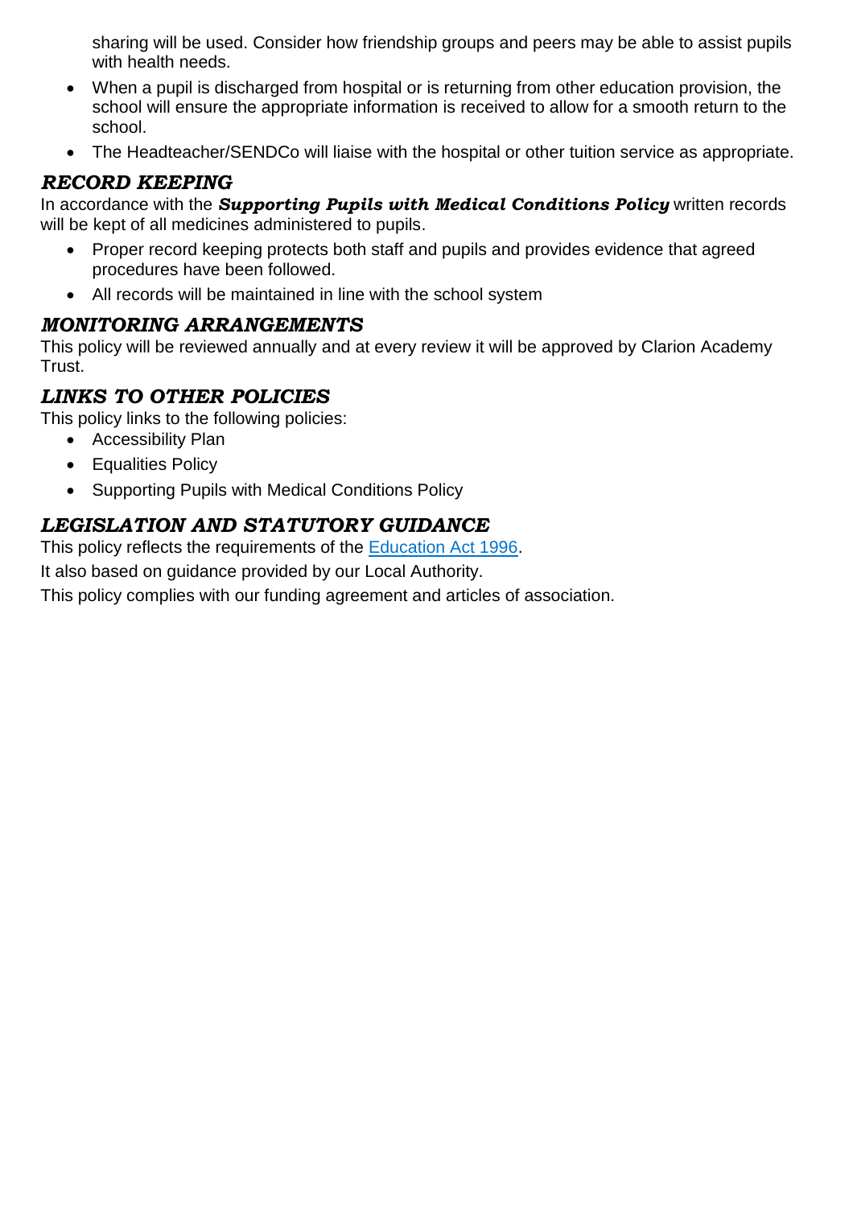sharing will be used. Consider how friendship groups and peers may be able to assist pupils with health needs.

- When a pupil is discharged from hospital or is returning from other education provision, the school will ensure the appropriate information is received to allow for a smooth return to the school.
- The Headteacher/SENDCo will liaise with the hospital or other tuition service as appropriate.

## *RECORD KEEPING*

In accordance with the ***Supporting Pupils with Medical Conditions Policy*** written records will be kept of all medicines administered to pupils.

- Proper record keeping protects both staff and pupils and provides evidence that agreed procedures have been followed.
- All records will be maintained in line with the school system

## *MONITORING ARRANGEMENTS*

This policy will be reviewed annually and at every review it will be approved by Clarion Academy Trust.

## *LINKS TO OTHER POLICIES*

This policy links to the following policies:

- Accessibility Plan
- Equalities Policy
- Supporting Pupils with Medical Conditions Policy

## *LEGISLATION AND STATUTORY GUIDANCE*

This policy reflects the requirements of the Education Act 1996.

It also based on guidance provided by our Local Authority.

This policy complies with our funding agreement and articles of association.